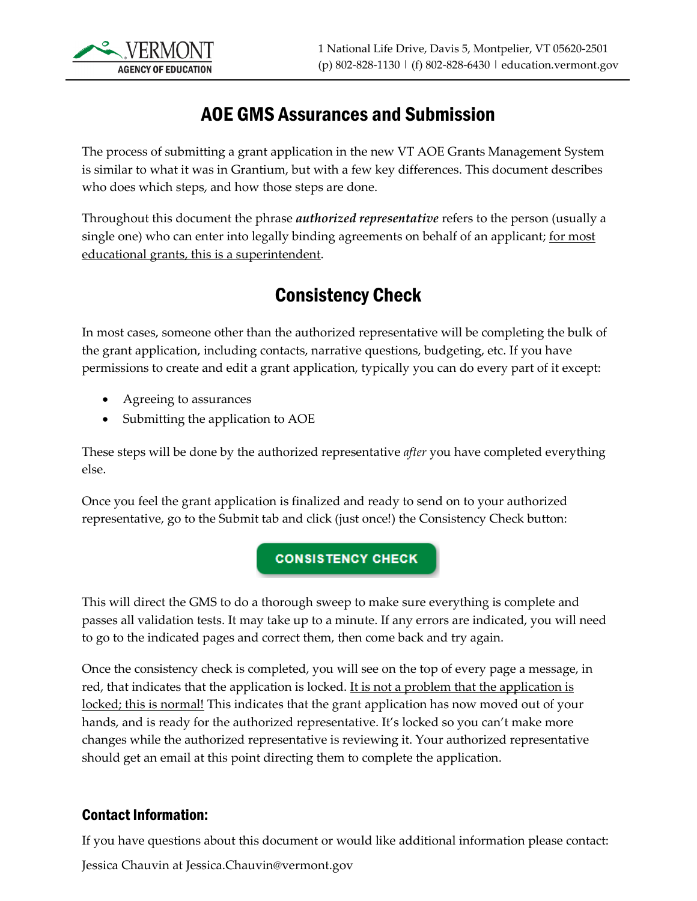# AOE GMS Assurances and Submission

The process of submitting a grant application in the new VT AOE Grants Management System is similar to what it was in Grantium, but with a few key differences. This document describes who does which steps, and how those steps are done.

Throughout this document the phrase ***authorized representative*** refers to the person (usually a single one) who can enter into legally binding agreements on behalf of an applicant; <u>for most educational grants, this is a superintendent</u>.

## Consistency Check

In most cases, someone other than the authorized representative will be completing the bulk of the grant application, including contacts, narrative questions, budgeting, etc. If you have permissions to create and edit a grant application, typically you can do every part of it except:

- Agreeing to assurances
- Submitting the application to AOE

These steps will be done by the authorized representative *after* you have completed everything else.

Once you feel the grant application is finalized and ready to send on to your authorized representative, go to the Submit tab and click (just once!) the Consistency Check button:

CONSISTENCY CHECK

This will direct the GMS to do a thorough sweep to make sure everything is complete and passes all validation tests. It may take up to a minute. If any errors are indicated, you will need to go to the indicated pages and correct them, then come back and try again.

Once the consistency check is completed, you will see on the top of every page a message, in red, that indicates that the application is locked. <u>It is not a problem that the application is locked; this is normal!</u> This indicates that the grant application has now moved out of your hands, and is ready for the authorized representative. It's locked so you can't make more changes while the authorized representative is reviewing it. Your authorized representative should get an email at this point directing them to complete the application.

### Contact Information:

If you have questions about this document or would like additional information please contact:

Jessica Chauvin at Jessica.Chauvin@vermont.gov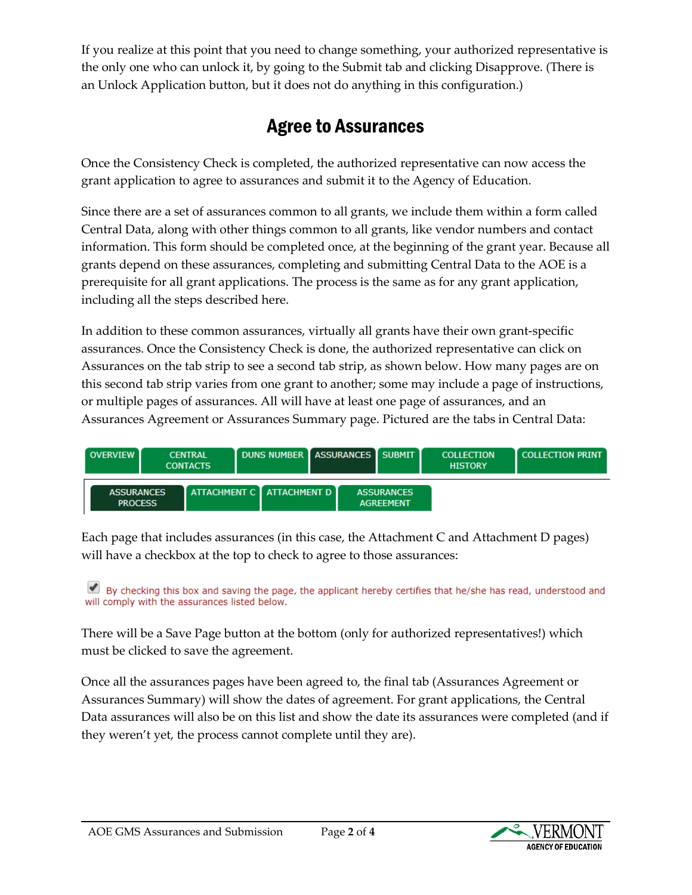If you realize at this point that you need to change something, your authorized representative is the only one who can unlock it, by going to the Submit tab and clicking Disapprove. (There is an Unlock Application button, but it does not do anything in this configuration.)

## Agree to Assurances

Once the Consistency Check is completed, the authorized representative can now access the grant application to agree to assurances and submit it to the Agency of Education.

Since there are a set of assurances common to all grants, we include them within a form called Central Data, along with other things common to all grants, like vendor numbers and contact information. This form should be completed once, at the beginning of the grant year. Because all grants depend on these assurances, completing and submitting Central Data to the AOE is a prerequisite for all grant applications. The process is the same as for any grant application, including all the steps described here.

In addition to these common assurances, virtually all grants have their own grant-specific assurances. Once the Consistency Check is done, the authorized representative can click on Assurances on the tab strip to see a second tab strip, as shown below. How many pages are on this second tab strip varies from one grant to another; some may include a page of instructions, or multiple pages of assurances. All will have at least one page of assurances, and an Assurances Agreement or Assurances Summary page. Pictured are the tabs in Central Data:

OVERVIEW | CENTRAL CONTACTS | DUNS NUMBER | ASSURANCES | SUBMIT | COLLECTION HISTORY | COLLECTION PRINT

ASSURANCES PROCESS | ATTACHMENT C | ATTACHMENT D | ASSURANCES AGREEMENT

Each page that includes assurances (in this case, the Attachment C and Attachment D pages) will have a checkbox at the top to check to agree to those assurances:

☑ By checking this box and saving the page, the applicant hereby certifies that he/she has read, understood and will comply with the assurances listed below.

There will be a Save Page button at the bottom (only for authorized representatives!) which must be clicked to save the agreement.

Once all the assurances pages have been agreed to, the final tab (Assurances Agreement or Assurances Summary) will show the dates of agreement. For grant applications, the Central Data assurances will also be on this list and show the date its assurances were completed (and if they weren't yet, the process cannot complete until they are).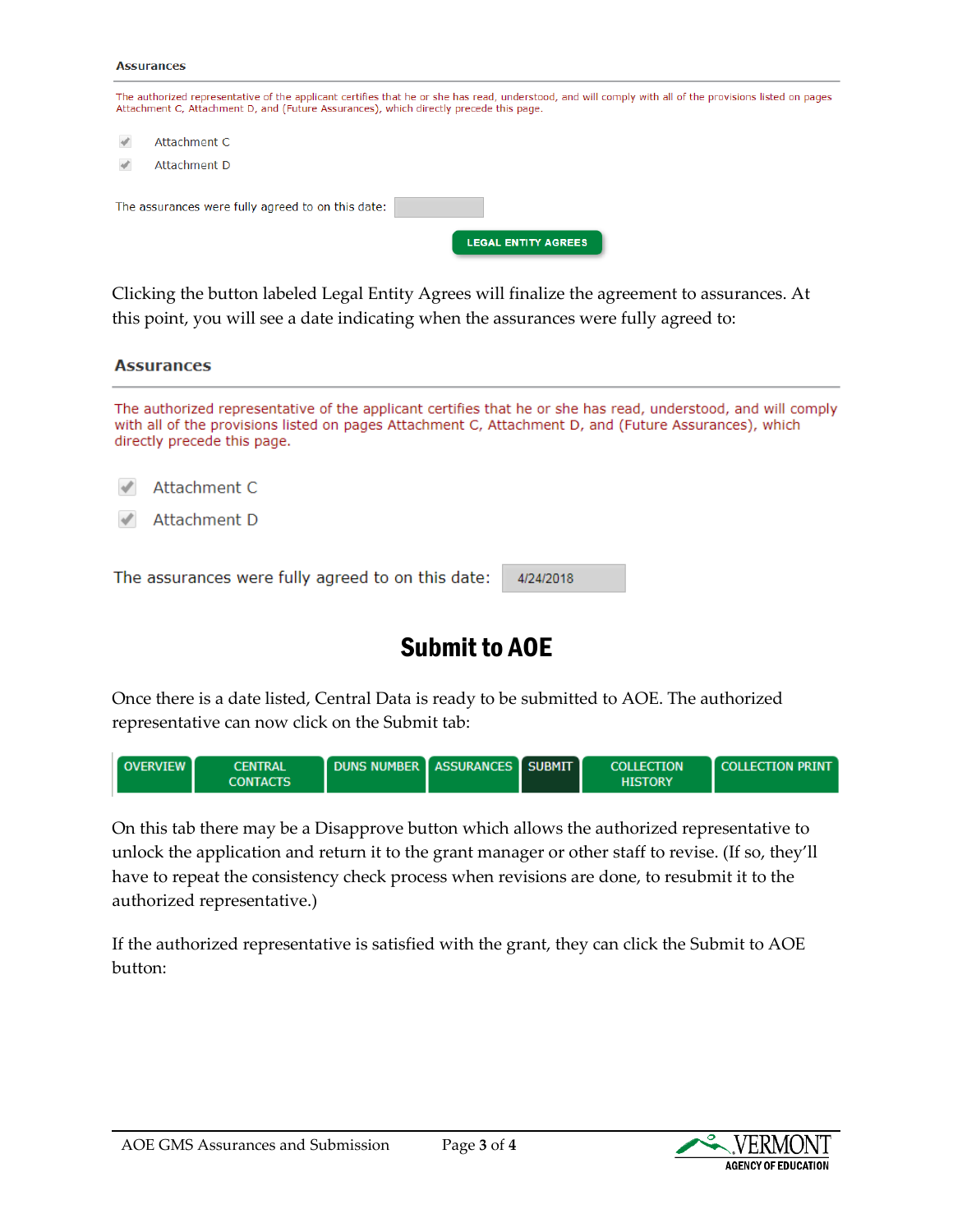**Assurances**

The authorized representative of the applicant certifies that he or she has read, understood, and will comply with all of the provisions listed on pages Attachment C, Attachment D, and (Future Assurances), which directly precede this page.

- [x] Attachment C
- [x] Attachment D

The assurances were fully agreed to on this date:

LEGAL ENTITY AGREES

Clicking the button labeled Legal Entity Agrees will finalize the agreement to assurances. At this point, you will see a date indicating when the assurances were fully agreed to:

**Assurances**

The authorized representative of the applicant certifies that he or she has read, understood, and will comply with all of the provisions listed on pages Attachment C, Attachment D, and (Future Assurances), which directly precede this page.

- [x] Attachment C
- [x] Attachment D

The assurances were fully agreed to on this date: 4/24/2018

## Submit to AOE

Once there is a date listed, Central Data is ready to be submitted to AOE. The authorized representative can now click on the Submit tab:

| OVERVIEW | CENTRAL CONTACTS | DUNS NUMBER | ASSURANCES | SUBMIT | COLLECTION HISTORY | COLLECTION PRINT |
|---|---|---|---|---|---|---|

On this tab there may be a Disapprove button which allows the authorized representative to unlock the application and return it to the grant manager or other staff to revise. (If so, they'll have to repeat the consistency check process when revisions are done, to resubmit it to the authorized representative.)

If the authorized representative is satisfied with the grant, they can click the Submit to AOE button: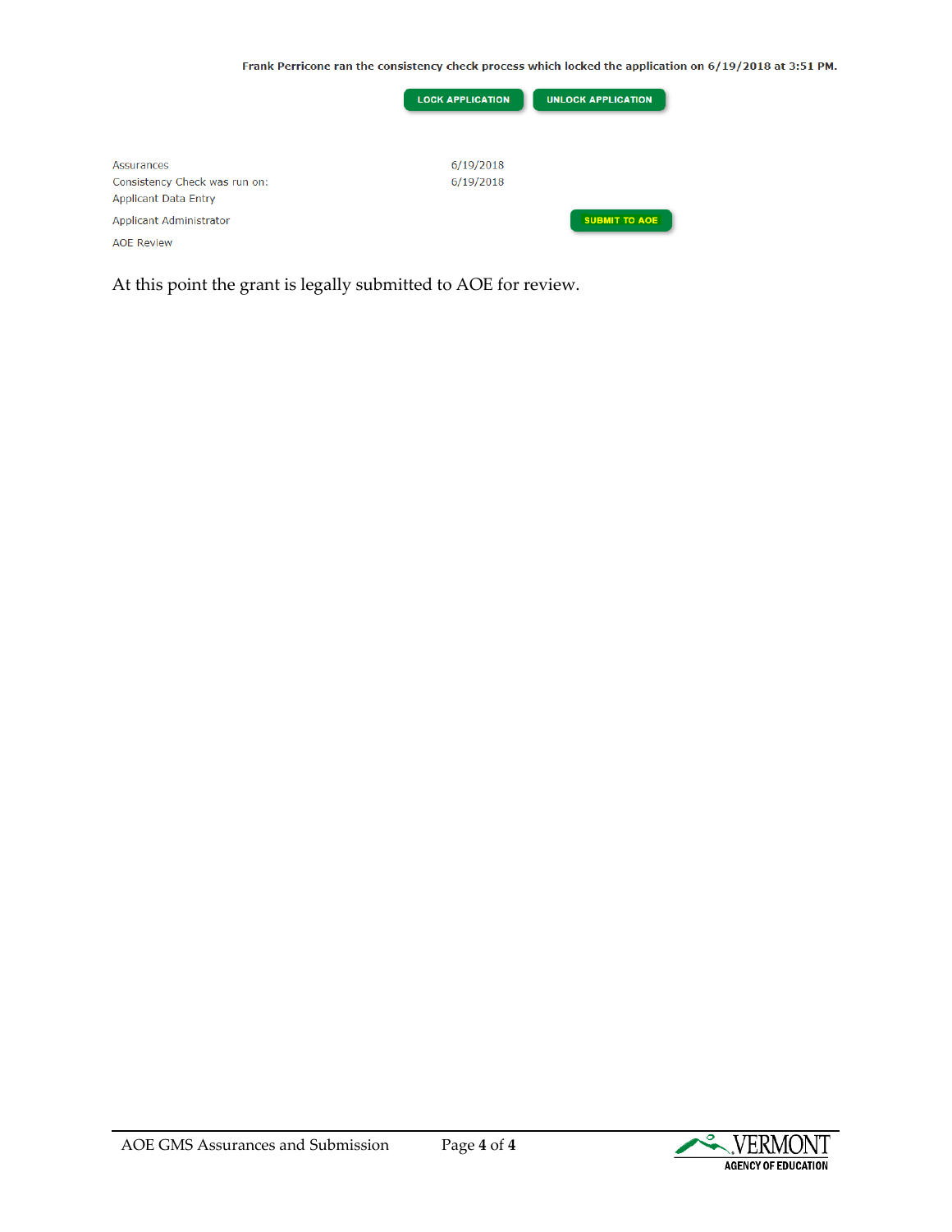Frank Perricone ran the consistency check process which locked the application on 6/19/2018 at 3:51 PM.

LOCK APPLICATION UNLOCK APPLICATION

| | | |
|---|---|---|
| Assurances | 6/19/2018 | |
| Consistency Check was run on: | 6/19/2018 | |
| Applicant Data Entry | | |
| Applicant Administrator | | SUBMIT TO AOE |
| AOE Review | | |

At this point the grant is legally submitted to AOE for review.